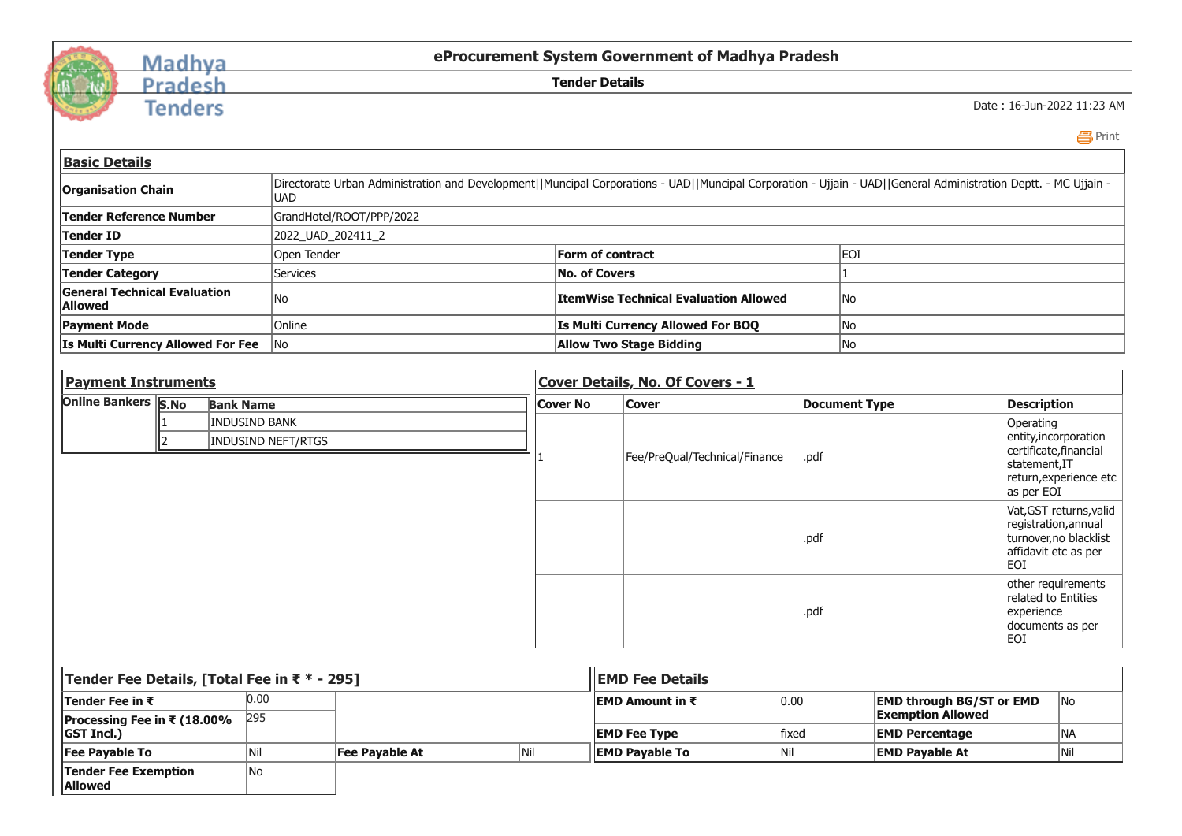Madhya Pradesh Tenders

# eProcurement System Government of Madhya Pradesh

## Tender Details

Date : 16-Jun-2022 11:23 AM

Print

### Basic Details

| | | | |
|---|---|---|---|
| **Organisation Chain** | Directorate Urban Administration and Development\|\|Muncipal Corporations - UAD\|\|Muncipal Corporation - Ujjain - UAD\|\|General Administration Deptt. - MC Ujjain - UAD | | |
| **Tender Reference Number** | GrandHotel/ROOT/PPP/2022 | | |
| **Tender ID** | 2022_UAD_202411_2 | | |
| **Tender Type** | Open Tender | **Form of contract** | EOI |
| **Tender Category** | Services | **No. of Covers** | 1 |
| **General Technical Evaluation Allowed** | No | **ItemWise Technical Evaluation Allowed** | No |
| **Payment Mode** | Online | **Is Multi Currency Allowed For BOQ** | No |
| **Is Multi Currency Allowed For Fee** | No | **Allow Two Stage Bidding** | No |

### Payment Instruments

**Online Bankers**

| S.No | Bank Name |
|---|---|
| 1 | INDUSIND BANK |
| 2 | INDUSIND NEFT/RTGS |

### Cover Details, No. Of Covers - 1

| Cover No | Cover | Document Type | Description |
|---|---|---|---|
| 1 | Fee/PreQual/Technical/Finance | .pdf | Operating entity,incorporation certificate,financial statement,IT return,experience etc as per EOI |
| | | .pdf | Vat,GST returns,valid registration,annual turnover,no blacklist affidavit etc as per EOI |
| | | .pdf | other requirements related to Entities experience documents as per EOI |

### Tender Fee Details, [Total Fee in ₹ * - 295]

| | | | |
|---|---|---|---|
| **Tender Fee in ₹** | 0.00 | | |
| **Processing Fee in ₹ (18.00% GST Incl.)** | 295 | | |
| **Fee Payable To** | Nil | **Fee Payable At** | Nil |
| **Tender Fee Exemption Allowed** | No | | |

### EMD Fee Details

| | | | |
|---|---|---|---|
| **EMD Amount in ₹** | 0.00 | **EMD through BG/ST or EMD Exemption Allowed** | No |
| **EMD Fee Type** | fixed | **EMD Percentage** | NA |
| **EMD Payable To** | Nil | **EMD Payable At** | Nil |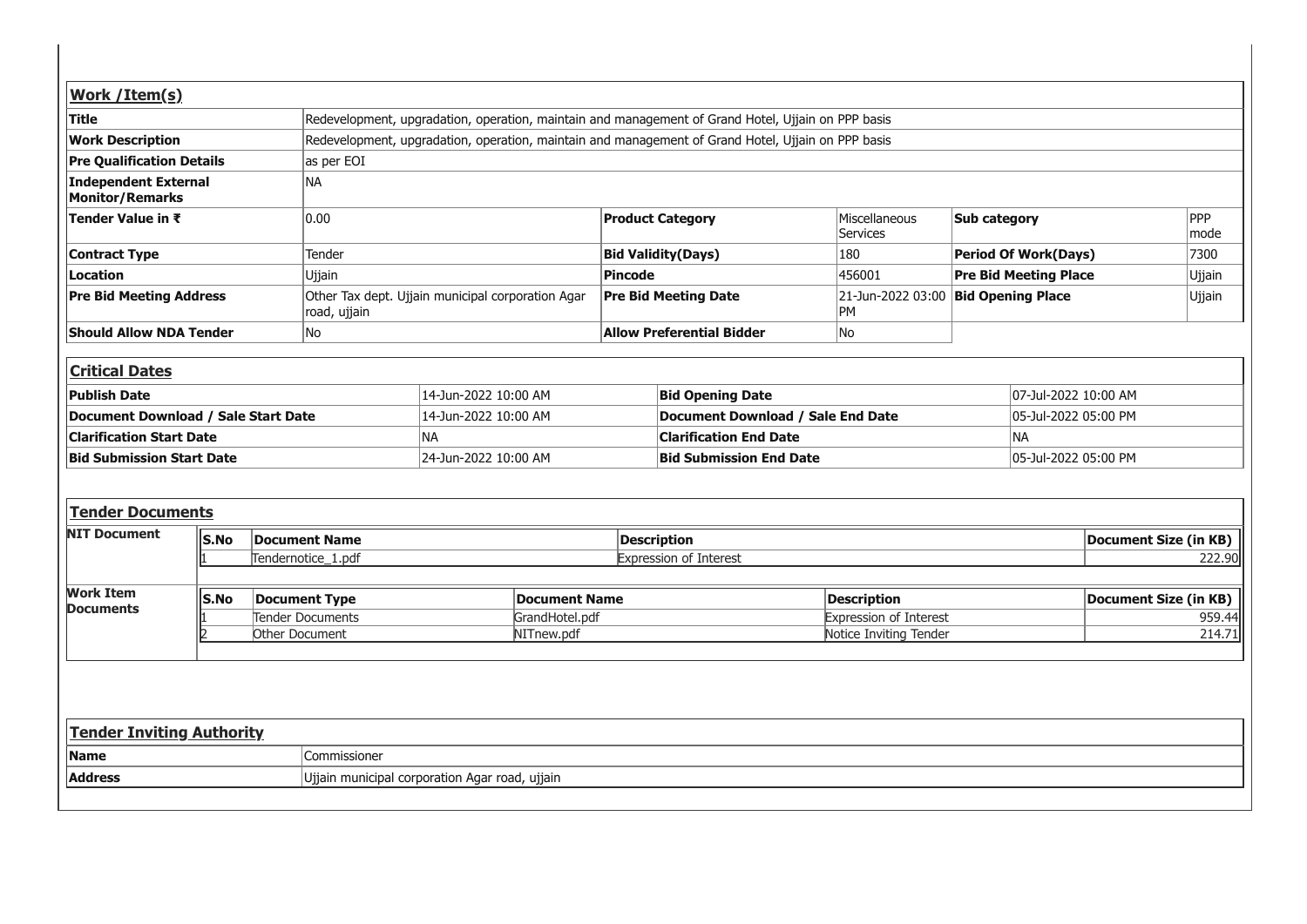## Work /Item(s)

| | | | | | |
|---|---|---|---|---|---|
| **Title** | Redevelopment, upgradation, operation, maintain and management of Grand Hotel, Ujjain on PPP basis | | | | |
| **Work Description** | Redevelopment, upgradation, operation, maintain and management of Grand Hotel, Ujjain on PPP basis | | | | |
| **Pre Qualification Details** | as per EOI | | | | |
| **Independent External Monitor/Remarks** | NA | | | | |
| **Tender Value in ₹** | 0.00 | **Product Category** | Miscellaneous Services | **Sub category** | PPP mode |
| **Contract Type** | Tender | **Bid Validity(Days)** | 180 | **Period Of Work(Days)** | 7300 |
| **Location** | Ujjain | **Pincode** | 456001 | **Pre Bid Meeting Place** | Ujjain |
| **Pre Bid Meeting Address** | Other Tax dept. Ujjain municipal corporation Agar road, ujjain | **Pre Bid Meeting Date** | 21-Jun-2022 03:00 PM | **Bid Opening Place** | Ujjain |
| **Should Allow NDA Tender** | No | **Allow Preferential Bidder** | No | | |

## Critical Dates

| | | | |
|---|---|---|---|
| **Publish Date** | 14-Jun-2022 10:00 AM | **Bid Opening Date** | 07-Jul-2022 10:00 AM |
| **Document Download / Sale Start Date** | 14-Jun-2022 10:00 AM | **Document Download / Sale End Date** | 05-Jul-2022 05:00 PM |
| **Clarification Start Date** | NA | **Clarification End Date** | NA |
| **Bid Submission Start Date** | 24-Jun-2022 10:00 AM | **Bid Submission End Date** | 05-Jul-2022 05:00 PM |

## Tender Documents

**NIT Document**

| S.No | Document Name | Description | Document Size (in KB) |
|---|---|---|---|
| 1 | Tendernotice_1.pdf | Expression of Interest | 222.90 |

**Work Item Documents**

| S.No | Document Type | Document Name | Description | Document Size (in KB) |
|---|---|---|---|---|
| 1 | Tender Documents | GrandHotel.pdf | Expression of Interest | 959.44 |
| 2 | Other Document | NITnew.pdf | Notice Inviting Tender | 214.71 |

## Tender Inviting Authority

| | |
|---|---|
| **Name** | Commissioner |
| **Address** | Ujjain municipal corporation Agar road, ujjain |